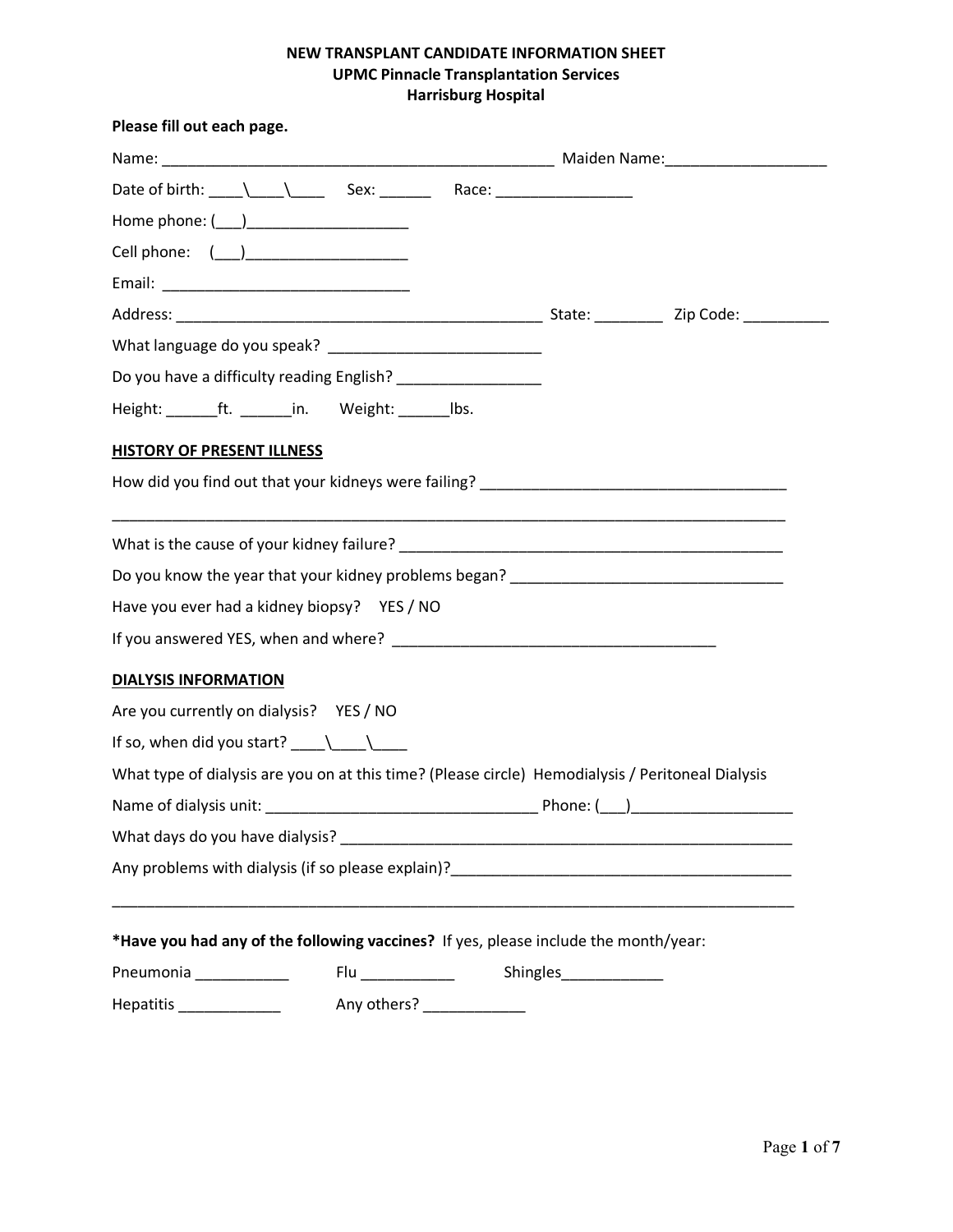**NEW TRANSPLANT CANDIDATE INFORMATION SHEET**
**UPMC Pinnacle Transplantation Services**
**Harrisburg Hospital**

**Please fill out each page.**

Name: _______________________________________________ Maiden Name:___________________

Date of birth: ____\____\____ Sex: ______ Race: ________________

Home phone: (___)___________________

Cell phone: (___)___________________

Email: _____________________________

Address: ____________________________________________ State: ________ Zip Code: __________

What language do you speak? _________________________

Do you have a difficulty reading English? ________________

Height: ______ft. ______in. Weight: ______lbs.

**HISTORY OF PRESENT ILLNESS**

How did you find out that your kidneys were failing? ____________________________________

_____________________________________________________________________________________

What is the cause of your kidney failure? ______________________________________________

Do you know the year that your kidney problems began? _______________________________

Have you ever had a kidney biopsy? YES / NO

If you answered YES, when and where? _____________________________________

**DIALYSIS INFORMATION**

Are you currently on dialysis? YES / NO

If so, when did you start? ____\____\____

What type of dialysis are you on at this time? (Please circle) Hemodialysis / Peritoneal Dialysis

Name of dialysis unit: ________________________________ Phone: (___)___________________

What days do you have dialysis? ______________________________________________________

Any problems with dialysis (if so please explain)?________________________________________

_____________________________________________________________________________________

***Have you had any of the following vaccines?** If yes, please include the month/year:

Pneumonia ___________ Flu ___________ Shingles____________

Hepatitis ____________ Any others? ____________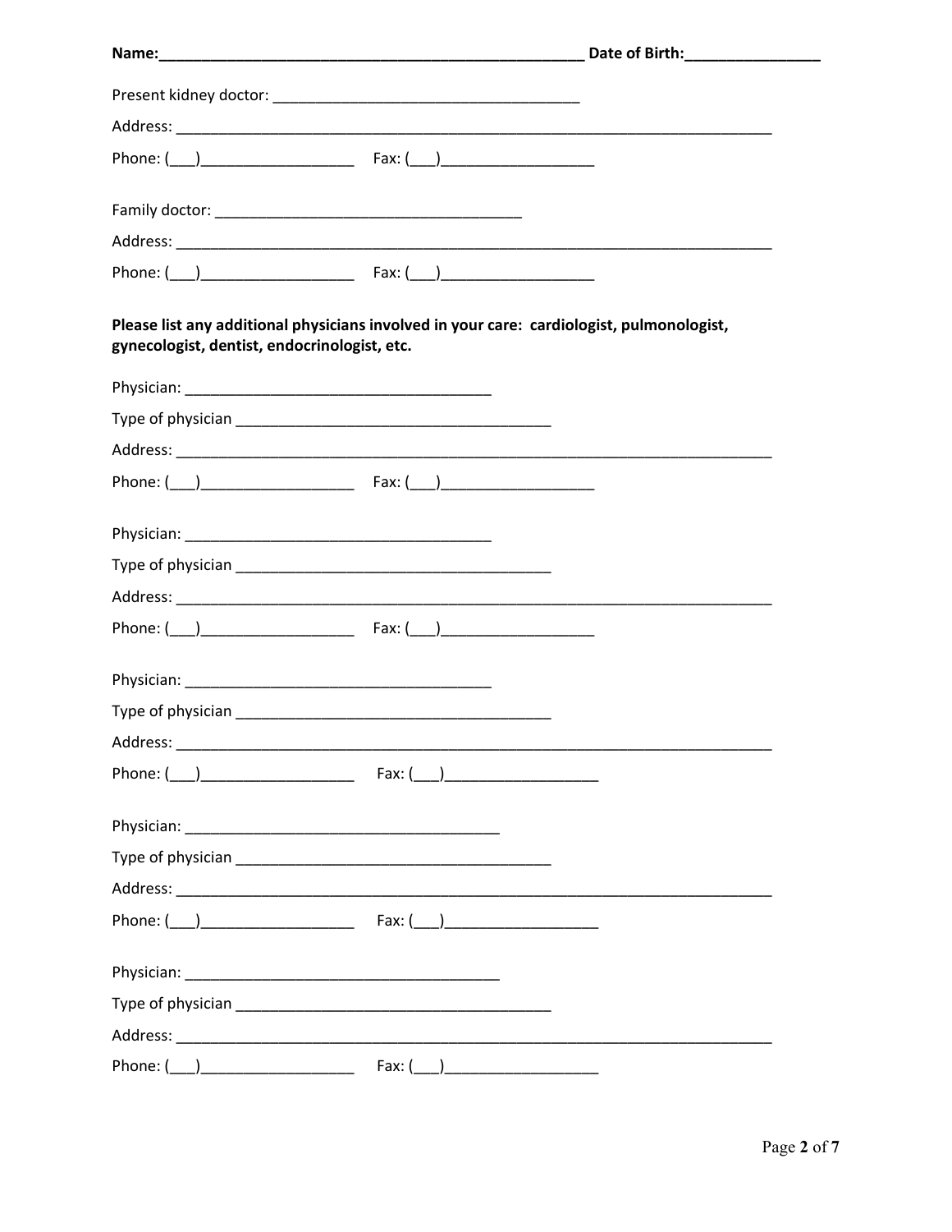**Name:\_\_\_\_\_\_\_\_\_\_\_\_\_\_\_\_\_\_\_\_\_\_\_\_\_\_\_\_\_\_\_\_\_\_\_\_\_\_\_\_\_\_\_\_\_\_\_\_\_\_ Date of Birth:\_\_\_\_\_\_\_\_\_\_\_\_\_\_\_\_**

Present kidney doctor: \_\_\_\_\_\_\_\_\_\_\_\_\_\_\_\_\_\_\_\_\_\_\_\_\_\_\_\_\_\_\_\_\_\_\_\_\_

Address: \_\_\_\_\_\_\_\_\_\_\_\_\_\_\_\_\_\_\_\_\_\_\_\_\_\_\_\_\_\_\_\_\_\_\_\_\_\_\_\_\_\_\_\_\_\_\_\_\_\_\_\_\_\_\_\_\_\_\_\_\_\_\_\_\_\_\_\_\_\_\_

Phone: (\_\_\_)\_\_\_\_\_\_\_\_\_\_\_\_\_\_\_\_\_\_ Fax: (\_\_\_)\_\_\_\_\_\_\_\_\_\_\_\_\_\_\_\_\_\_

Family doctor: \_\_\_\_\_\_\_\_\_\_\_\_\_\_\_\_\_\_\_\_\_\_\_\_\_\_\_\_\_\_\_\_\_\_\_\_\_

Address: \_\_\_\_\_\_\_\_\_\_\_\_\_\_\_\_\_\_\_\_\_\_\_\_\_\_\_\_\_\_\_\_\_\_\_\_\_\_\_\_\_\_\_\_\_\_\_\_\_\_\_\_\_\_\_\_\_\_\_\_\_\_\_\_\_\_\_\_\_\_\_

Phone: (\_\_\_)\_\_\_\_\_\_\_\_\_\_\_\_\_\_\_\_\_\_ Fax: (\_\_\_)\_\_\_\_\_\_\_\_\_\_\_\_\_\_\_\_\_\_

**Please list any additional physicians involved in your care: cardiologist, pulmonologist, gynecologist, dentist, endocrinologist, etc.**

Physician: \_\_\_\_\_\_\_\_\_\_\_\_\_\_\_\_\_\_\_\_\_\_\_\_\_\_\_\_\_\_\_\_\_\_\_\_\_

Type of physician \_\_\_\_\_\_\_\_\_\_\_\_\_\_\_\_\_\_\_\_\_\_\_\_\_\_\_\_\_\_\_\_\_\_\_\_\_\_

Address: \_\_\_\_\_\_\_\_\_\_\_\_\_\_\_\_\_\_\_\_\_\_\_\_\_\_\_\_\_\_\_\_\_\_\_\_\_\_\_\_\_\_\_\_\_\_\_\_\_\_\_\_\_\_\_\_\_\_\_\_\_\_\_\_\_\_\_\_\_\_\_

Phone: (\_\_\_)\_\_\_\_\_\_\_\_\_\_\_\_\_\_\_\_\_\_ Fax: (\_\_\_)\_\_\_\_\_\_\_\_\_\_\_\_\_\_\_\_\_\_

Physician: \_\_\_\_\_\_\_\_\_\_\_\_\_\_\_\_\_\_\_\_\_\_\_\_\_\_\_\_\_\_\_\_\_\_\_\_\_

Type of physician \_\_\_\_\_\_\_\_\_\_\_\_\_\_\_\_\_\_\_\_\_\_\_\_\_\_\_\_\_\_\_\_\_\_\_\_\_\_

Address: \_\_\_\_\_\_\_\_\_\_\_\_\_\_\_\_\_\_\_\_\_\_\_\_\_\_\_\_\_\_\_\_\_\_\_\_\_\_\_\_\_\_\_\_\_\_\_\_\_\_\_\_\_\_\_\_\_\_\_\_\_\_\_\_\_\_\_\_\_\_\_

Phone: (\_\_\_)\_\_\_\_\_\_\_\_\_\_\_\_\_\_\_\_\_\_ Fax: (\_\_\_)\_\_\_\_\_\_\_\_\_\_\_\_\_\_\_\_\_\_

Physician: \_\_\_\_\_\_\_\_\_\_\_\_\_\_\_\_\_\_\_\_\_\_\_\_\_\_\_\_\_\_\_\_\_\_\_\_\_

Type of physician \_\_\_\_\_\_\_\_\_\_\_\_\_\_\_\_\_\_\_\_\_\_\_\_\_\_\_\_\_\_\_\_\_\_\_\_\_\_

Address: \_\_\_\_\_\_\_\_\_\_\_\_\_\_\_\_\_\_\_\_\_\_\_\_\_\_\_\_\_\_\_\_\_\_\_\_\_\_\_\_\_\_\_\_\_\_\_\_\_\_\_\_\_\_\_\_\_\_\_\_\_\_\_\_\_\_\_\_\_\_\_

Phone: (\_\_\_)\_\_\_\_\_\_\_\_\_\_\_\_\_\_\_\_\_\_ Fax: (\_\_\_)\_\_\_\_\_\_\_\_\_\_\_\_\_\_\_\_\_\_

Physician: \_\_\_\_\_\_\_\_\_\_\_\_\_\_\_\_\_\_\_\_\_\_\_\_\_\_\_\_\_\_\_\_\_\_\_\_\_

Type of physician \_\_\_\_\_\_\_\_\_\_\_\_\_\_\_\_\_\_\_\_\_\_\_\_\_\_\_\_\_\_\_\_\_\_\_\_\_\_

Address: \_\_\_\_\_\_\_\_\_\_\_\_\_\_\_\_\_\_\_\_\_\_\_\_\_\_\_\_\_\_\_\_\_\_\_\_\_\_\_\_\_\_\_\_\_\_\_\_\_\_\_\_\_\_\_\_\_\_\_\_\_\_\_\_\_\_\_\_\_\_\_

Phone: (\_\_\_)\_\_\_\_\_\_\_\_\_\_\_\_\_\_\_\_\_\_ Fax: (\_\_\_)\_\_\_\_\_\_\_\_\_\_\_\_\_\_\_\_\_\_

Physician: \_\_\_\_\_\_\_\_\_\_\_\_\_\_\_\_\_\_\_\_\_\_\_\_\_\_\_\_\_\_\_\_\_\_\_\_\_

Type of physician \_\_\_\_\_\_\_\_\_\_\_\_\_\_\_\_\_\_\_\_\_\_\_\_\_\_\_\_\_\_\_\_\_\_\_\_\_\_

Address: \_\_\_\_\_\_\_\_\_\_\_\_\_\_\_\_\_\_\_\_\_\_\_\_\_\_\_\_\_\_\_\_\_\_\_\_\_\_\_\_\_\_\_\_\_\_\_\_\_\_\_\_\_\_\_\_\_\_\_\_\_\_\_\_\_\_\_\_\_\_\_

Phone: (\_\_\_)\_\_\_\_\_\_\_\_\_\_\_\_\_\_\_\_\_\_ Fax: (\_\_\_)\_\_\_\_\_\_\_\_\_\_\_\_\_\_\_\_\_\_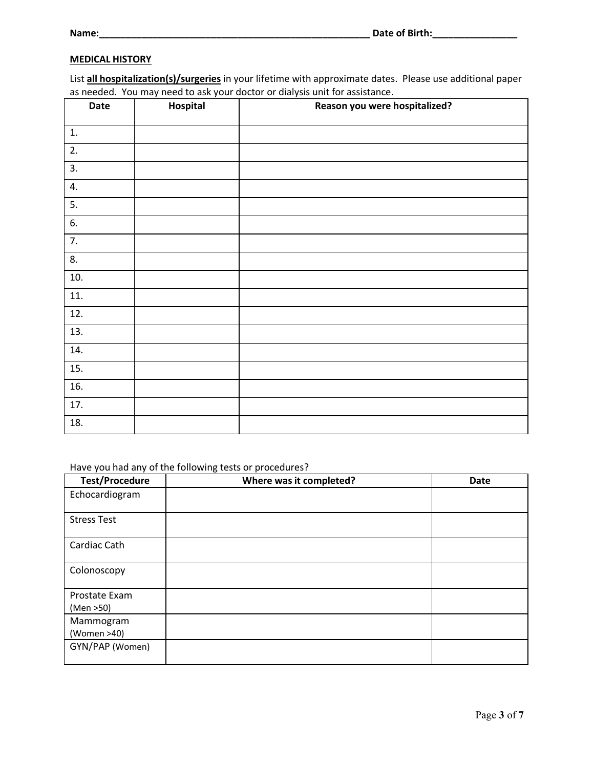Name:_____________________________________________________ Date of Birth:________________

**MEDICAL HISTORY**

List **all hospitalization(s)/surgeries** in your lifetime with approximate dates. Please use additional paper as needed. You may need to ask your doctor or dialysis unit for assistance.

| Date | Hospital | Reason you were hospitalized? |
|---|---|---|
| 1. | | |
| 2. | | |
| 3. | | |
| 4. | | |
| 5. | | |
| 6. | | |
| 7. | | |
| 8. | | |
| 10. | | |
| 11. | | |
| 12. | | |
| 13. | | |
| 14. | | |
| 15. | | |
| 16. | | |
| 17. | | |
| 18. | | |

Have you had any of the following tests or procedures?

| Test/Procedure | Where was it completed? | Date |
|---|---|---|
| Echocardiogram | | |
| Stress Test | | |
| Cardiac Cath | | |
| Colonoscopy | | |
| Prostate Exam (Men >50) | | |
| Mammogram (Women >40) | | |
| GYN/PAP (Women) | | |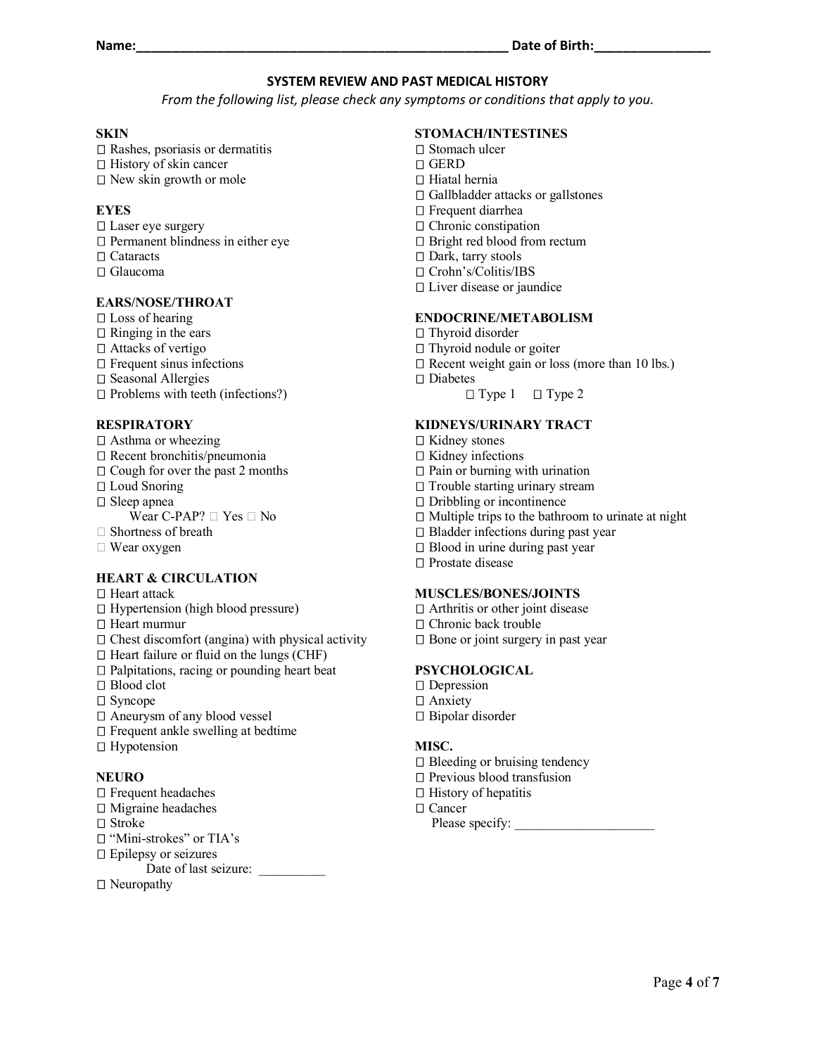Name:_______________________________________________________ Date of Birth:_________________

## SYSTEM REVIEW AND PAST MEDICAL HISTORY

*From the following list, please check any symptoms or conditions that apply to you.*

**SKIN**
- ☐ Rashes, psoriasis or dermatitis
- ☐ History of skin cancer
- ☐ New skin growth or mole

**EYES**
- ☐ Laser eye surgery
- ☐ Permanent blindness in either eye
- ☐ Cataracts
- ☐ Glaucoma

**EARS/NOSE/THROAT**
- ☐ Loss of hearing
- ☐ Ringing in the ears
- ☐ Attacks of vertigo
- ☐ Frequent sinus infections
- ☐ Seasonal Allergies
- ☐ Problems with teeth (infections?)

**RESPIRATORY**
- ☐ Asthma or wheezing
- ☐ Recent bronchitis/pneumonia
- ☐ Cough for over the past 2 months
- ☐ Loud Snoring
- ☐ Sleep apnea
  - Wear C-PAP? ☐ Yes ☐ No
- ☐ Shortness of breath
- ☐ Wear oxygen

**HEART & CIRCULATION**
- ☐ Heart attack
- ☐ Hypertension (high blood pressure)
- ☐ Heart murmur
- ☐ Chest discomfort (angina) with physical activity
- ☐ Heart failure or fluid on the lungs (CHF)
- ☐ Palpitations, racing or pounding heart beat
- ☐ Blood clot
- ☐ Syncope
- ☐ Aneurysm of any blood vessel
- ☐ Frequent ankle swelling at bedtime
- ☐ Hypotension

**NEURO**
- ☐ Frequent headaches
- ☐ Migraine headaches
- ☐ Stroke
- ☐ "Mini-strokes" or TIA's
- ☐ Epilepsy or seizures
  - Date of last seizure: __________
- ☐ Neuropathy

**STOMACH/INTESTINES**
- ☐ Stomach ulcer
- ☐ GERD
- ☐ Hiatal hernia
- ☐ Gallbladder attacks or gallstones
- ☐ Frequent diarrhea
- ☐ Chronic constipation
- ☐ Bright red blood from rectum
- ☐ Dark, tarry stools
- ☐ Crohn's/Colitis/IBS
- ☐ Liver disease or jaundice

**ENDOCRINE/METABOLISM**
- ☐ Thyroid disorder
- ☐ Thyroid nodule or goiter
- ☐ Recent weight gain or loss (more than 10 lbs.)
- ☐ Diabetes
  - ☐ Type 1 ☐ Type 2

**KIDNEYS/URINARY TRACT**
- ☐ Kidney stones
- ☐ Kidney infections
- ☐ Pain or burning with urination
- ☐ Trouble starting urinary stream
- ☐ Dribbling or incontinence
- ☐ Multiple trips to the bathroom to urinate at night
- ☐ Bladder infections during past year
- ☐ Blood in urine during past year
- ☐ Prostate disease

**MUSCLES/BONES/JOINTS**
- ☐ Arthritis or other joint disease
- ☐ Chronic back trouble
- ☐ Bone or joint surgery in past year

**PSYCHOLOGICAL**
- ☐ Depression
- ☐ Anxiety
- ☐ Bipolar disorder

**MISC.**
- ☐ Bleeding or bruising tendency
- ☐ Previous blood transfusion
- ☐ History of hepatitis
- ☐ Cancer
  - Please specify: _____________________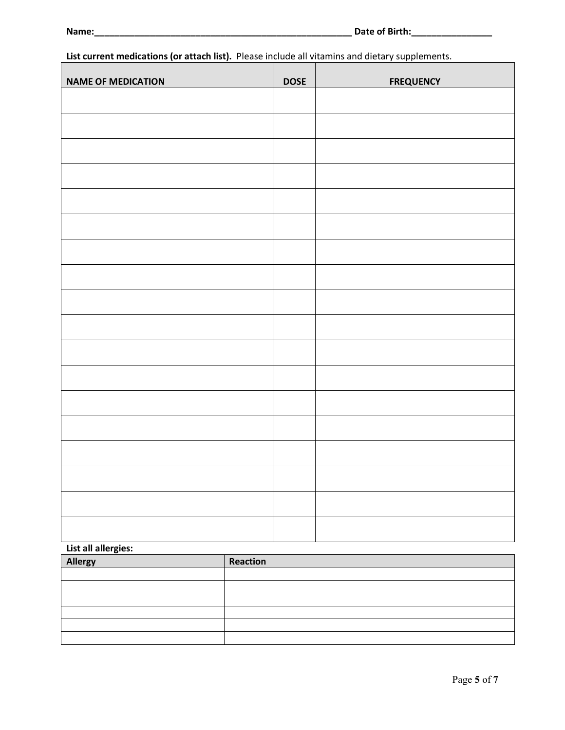**Name:**\_\_\_\_\_\_\_\_\_\_\_\_\_\_\_\_\_\_\_\_\_\_\_\_\_\_\_\_\_\_\_\_\_\_\_\_\_\_\_\_\_\_\_\_\_\_\_\_\_\_\_\_\_\_ **Date of Birth:**\_\_\_\_\_\_\_\_\_\_\_\_\_\_\_\_\_

**List current medications (or attach list).** Please include all vitamins and dietary supplements.

| NAME OF MEDICATION | DOSE | FREQUENCY |
|---|---|---|
| | | |
| | | |
| | | |
| | | |
| | | |
| | | |
| | | |
| | | |
| | | |
| | | |
| | | |
| | | |
| | | |
| | | |
| | | |
| | | |
| | | |
| | | |

**List all allergies:**

| Allergy | Reaction |
|---|---|
| | |
| | |
| | |
| | |
| | |
| | |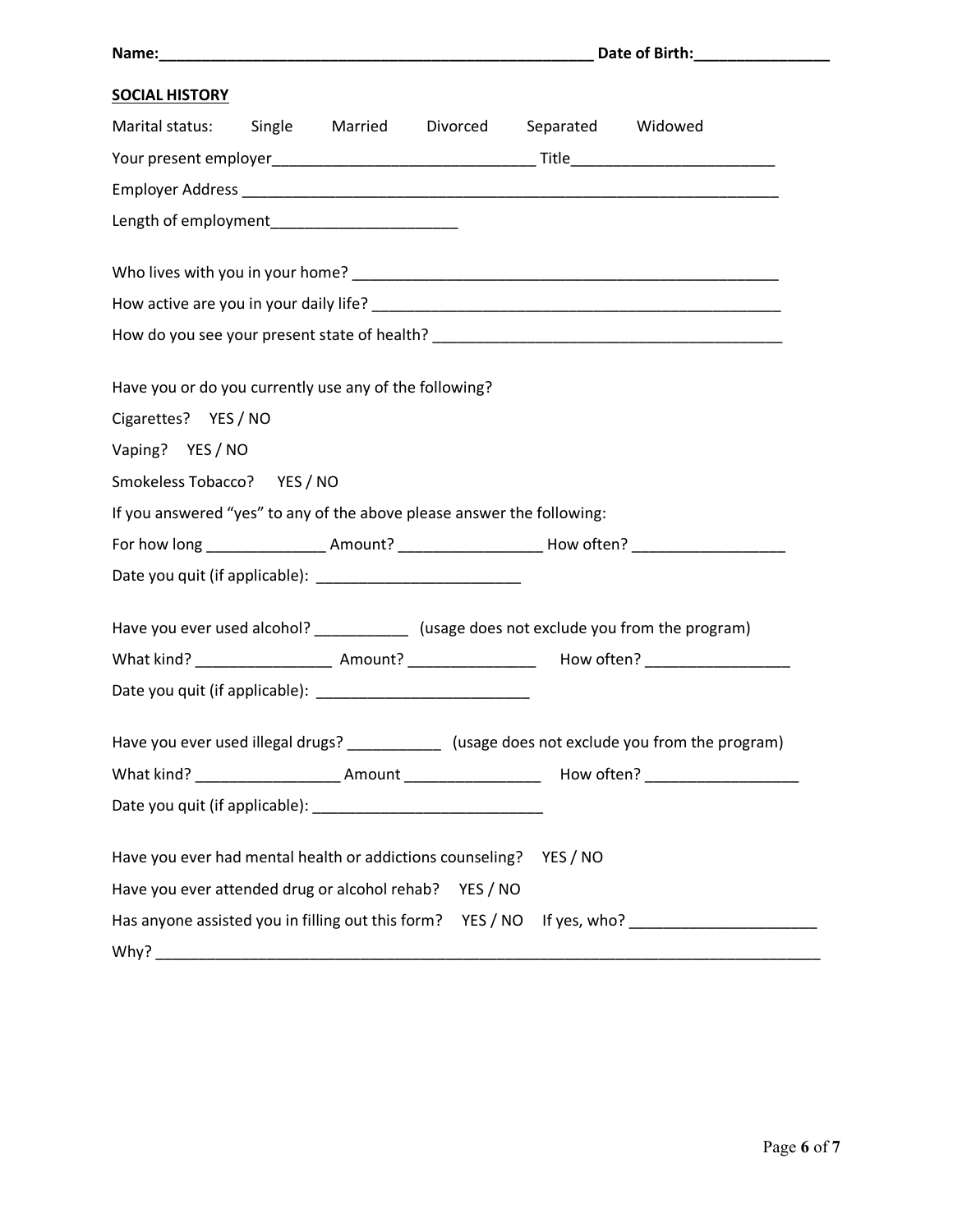**Name:**\_\_\_\_\_\_\_\_\_\_\_\_\_\_\_\_\_\_\_\_\_\_\_\_\_\_\_\_\_\_\_\_\_\_\_\_\_\_\_\_\_\_\_\_\_\_\_\_\_\_\_\_ **Date of Birth:**\_\_\_\_\_\_\_\_\_\_\_\_\_\_\_\_\_

**SOCIAL HISTORY**

Marital status: Single Married Divorced Separated Widowed

Your present employer\_\_\_\_\_\_\_\_\_\_\_\_\_\_\_\_\_\_\_\_\_\_\_\_\_\_\_\_\_\_\_\_\_\_ Title\_\_\_\_\_\_\_\_\_\_\_\_\_\_\_\_\_\_\_\_\_\_\_\_\_\_

Employer Address \_\_\_\_\_\_\_\_\_\_\_\_\_\_\_\_\_\_\_\_\_\_\_\_\_\_\_\_\_\_\_\_\_\_\_\_\_\_\_\_\_\_\_\_\_\_\_\_\_\_\_\_\_\_\_\_\_\_\_\_\_\_\_\_\_\_\_

Length of employment\_\_\_\_\_\_\_\_\_\_\_\_\_\_\_\_\_\_\_\_\_\_\_\_

Who lives with you in your home? \_\_\_\_\_\_\_\_\_\_\_\_\_\_\_\_\_\_\_\_\_\_\_\_\_\_\_\_\_\_\_\_\_\_\_\_\_\_\_\_\_\_\_\_\_\_\_\_\_\_\_

How active are you in your daily life? \_\_\_\_\_\_\_\_\_\_\_\_\_\_\_\_\_\_\_\_\_\_\_\_\_\_\_\_\_\_\_\_\_\_\_\_\_\_\_\_\_\_\_\_\_\_\_\_\_\_

How do you see your present state of health? \_\_\_\_\_\_\_\_\_\_\_\_\_\_\_\_\_\_\_\_\_\_\_\_\_\_\_\_\_\_\_\_\_\_\_\_\_\_\_\_\_\_\_

Have you or do you currently use any of the following?

Cigarettes? YES / NO

Vaping? YES / NO

Smokeless Tobacco? YES / NO

If you answered "yes" to any of the above please answer the following:

For how long \_\_\_\_\_\_\_\_\_\_\_\_\_\_\_ Amount? \_\_\_\_\_\_\_\_\_\_\_\_\_\_\_\_\_\_ How often? \_\_\_\_\_\_\_\_\_\_\_\_\_\_\_\_\_\_\_

Date you quit (if applicable): \_\_\_\_\_\_\_\_\_\_\_\_\_\_\_\_\_\_\_\_\_\_\_\_\_\_

Have you ever used alcohol? \_\_\_\_\_\_\_\_\_\_\_\_ (usage does not exclude you from the program)

What kind? \_\_\_\_\_\_\_\_\_\_\_\_\_\_\_\_\_ Amount? \_\_\_\_\_\_\_\_\_\_\_\_\_\_\_\_ How often? \_\_\_\_\_\_\_\_\_\_\_\_\_\_\_\_\_\_

Date you quit (if applicable): \_\_\_\_\_\_\_\_\_\_\_\_\_\_\_\_\_\_\_\_\_\_\_\_\_\_\_

Have you ever used illegal drugs? \_\_\_\_\_\_\_\_\_\_\_\_ (usage does not exclude you from the program)

What kind? \_\_\_\_\_\_\_\_\_\_\_\_\_\_\_\_\_\_ Amount \_\_\_\_\_\_\_\_\_\_\_\_\_\_\_\_\_ How often? \_\_\_\_\_\_\_\_\_\_\_\_\_\_\_\_\_\_\_

Date you quit (if applicable): \_\_\_\_\_\_\_\_\_\_\_\_\_\_\_\_\_\_\_\_\_\_\_\_\_\_\_\_

Have you ever had mental health or addictions counseling? YES / NO

Have you ever attended drug or alcohol rehab? YES / NO

Has anyone assisted you in filling out this form? YES / NO If yes, who? \_\_\_\_\_\_\_\_\_\_\_\_\_\_\_\_\_\_\_\_\_\_\_

Why? \_\_\_\_\_\_\_\_\_\_\_\_\_\_\_\_\_\_\_\_\_\_\_\_\_\_\_\_\_\_\_\_\_\_\_\_\_\_\_\_\_\_\_\_\_\_\_\_\_\_\_\_\_\_\_\_\_\_\_\_\_\_\_\_\_\_\_\_\_\_\_\_\_\_\_\_\_\_\_\_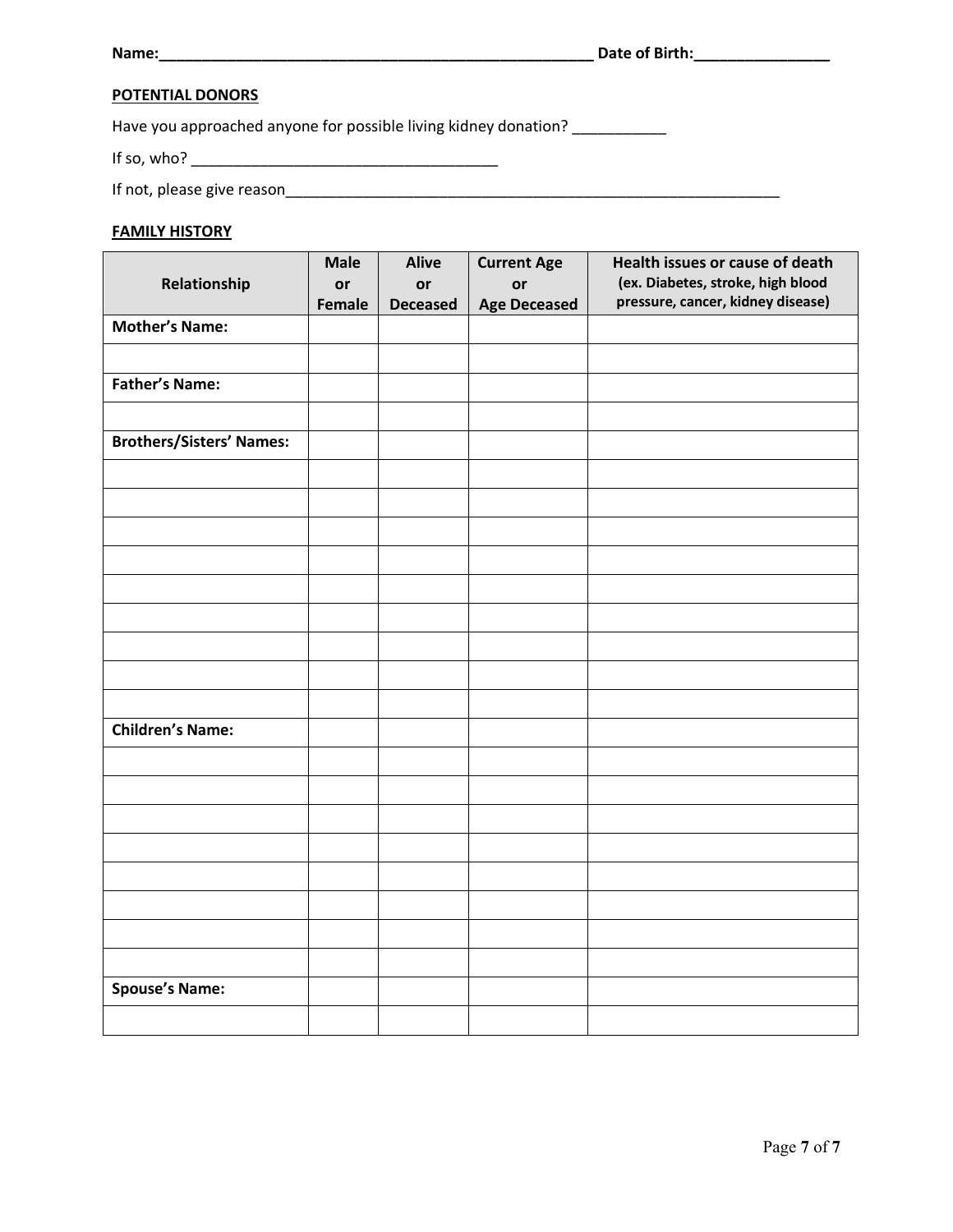**Name:**\_\_\_\_\_\_\_\_\_\_\_\_\_\_\_\_\_\_\_\_\_\_\_\_\_\_\_\_\_\_\_\_\_\_\_\_\_\_\_\_\_\_\_\_\_\_\_\_\_\_\_\_ **Date of Birth:**\_\_\_\_\_\_\_\_\_\_\_\_\_\_\_\_\_\_

**POTENTIAL DONORS**

Have you approached anyone for possible living kidney donation? \_\_\_\_\_\_\_\_\_\_\_

If so, who? \_\_\_\_\_\_\_\_\_\_\_\_\_\_\_\_\_\_\_\_\_\_\_\_\_\_\_\_\_\_\_\_\_\_\_\_\_\_

If not, please give reason\_\_\_\_\_\_\_\_\_\_\_\_\_\_\_\_\_\_\_\_\_\_\_\_\_\_\_\_\_\_\_\_\_\_\_\_\_\_\_\_\_\_\_\_\_\_\_\_\_\_\_\_\_\_\_\_\_\_\_\_\_\_\_

**FAMILY HISTORY**

| Relationship | Male or Female | Alive or Deceased | Current Age or Age Deceased | Health issues or cause of death (ex. Diabetes, stroke, high blood pressure, cancer, kidney disease) |
|---|---|---|---|---|
| **Mother's Name:** | | | | |
| | | | | |
| **Father's Name:** | | | | |
| | | | | |
| **Brothers/Sisters' Names:** | | | | |
| | | | | |
| | | | | |
| | | | | |
| | | | | |
| | | | | |
| | | | | |
| | | | | |
| | | | | |
| | | | | |
| **Children's Name:** | | | | |
| | | | | |
| | | | | |
| | | | | |
| | | | | |
| | | | | |
| | | | | |
| | | | | |
| | | | | |
| **Spouse's Name:** | | | | |
| | | | | |